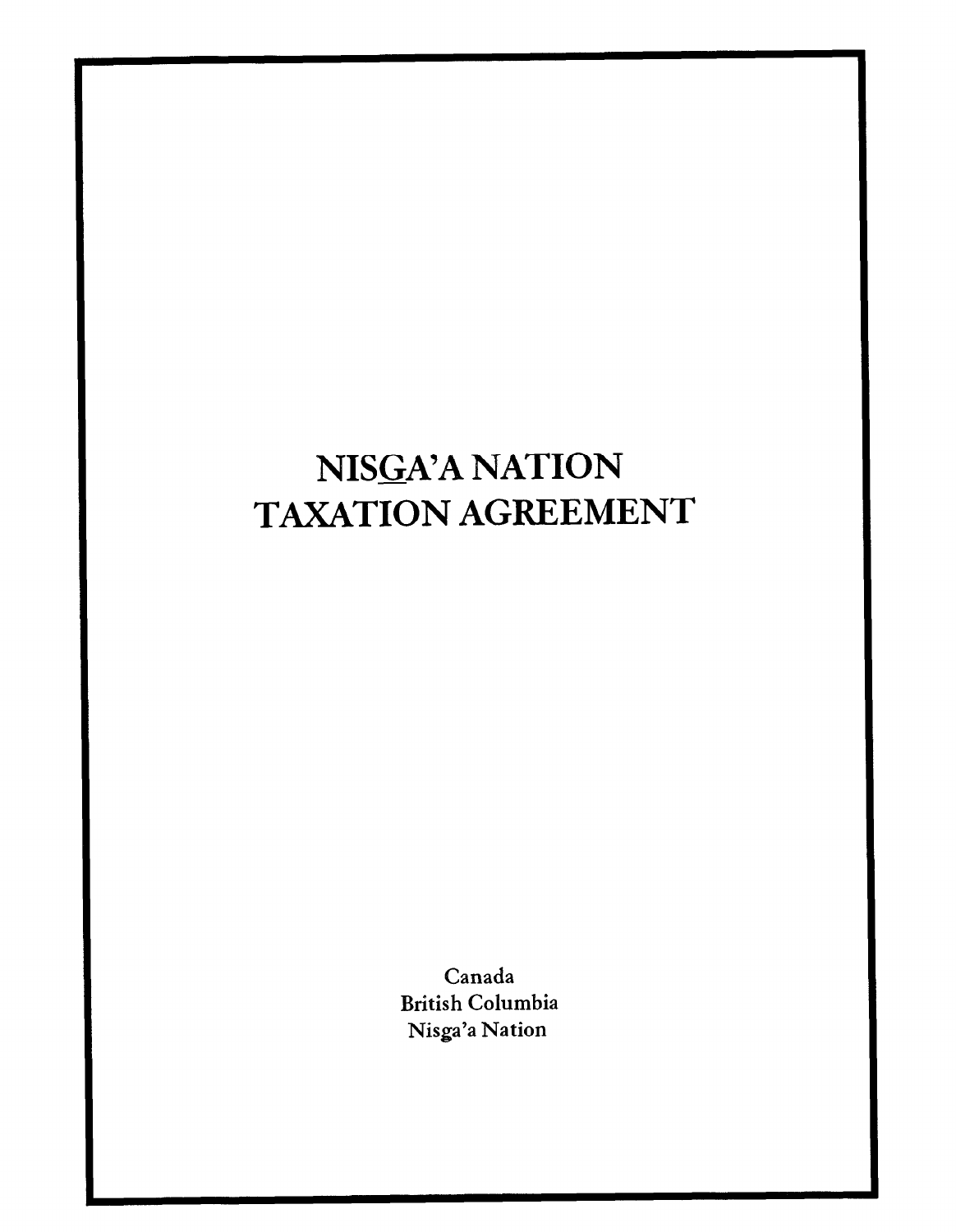# NISGA'A NATION TAXATION AGREEMENT

Canada
British Columbia
Nisga'a Nation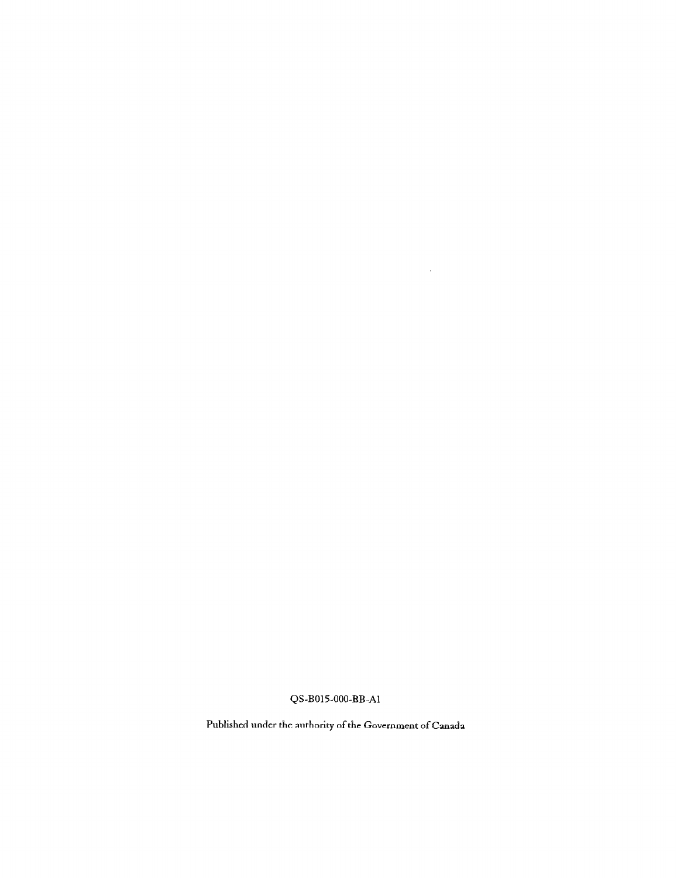QS-B015-000-BB-A1

Published under the authority of the Government of Canada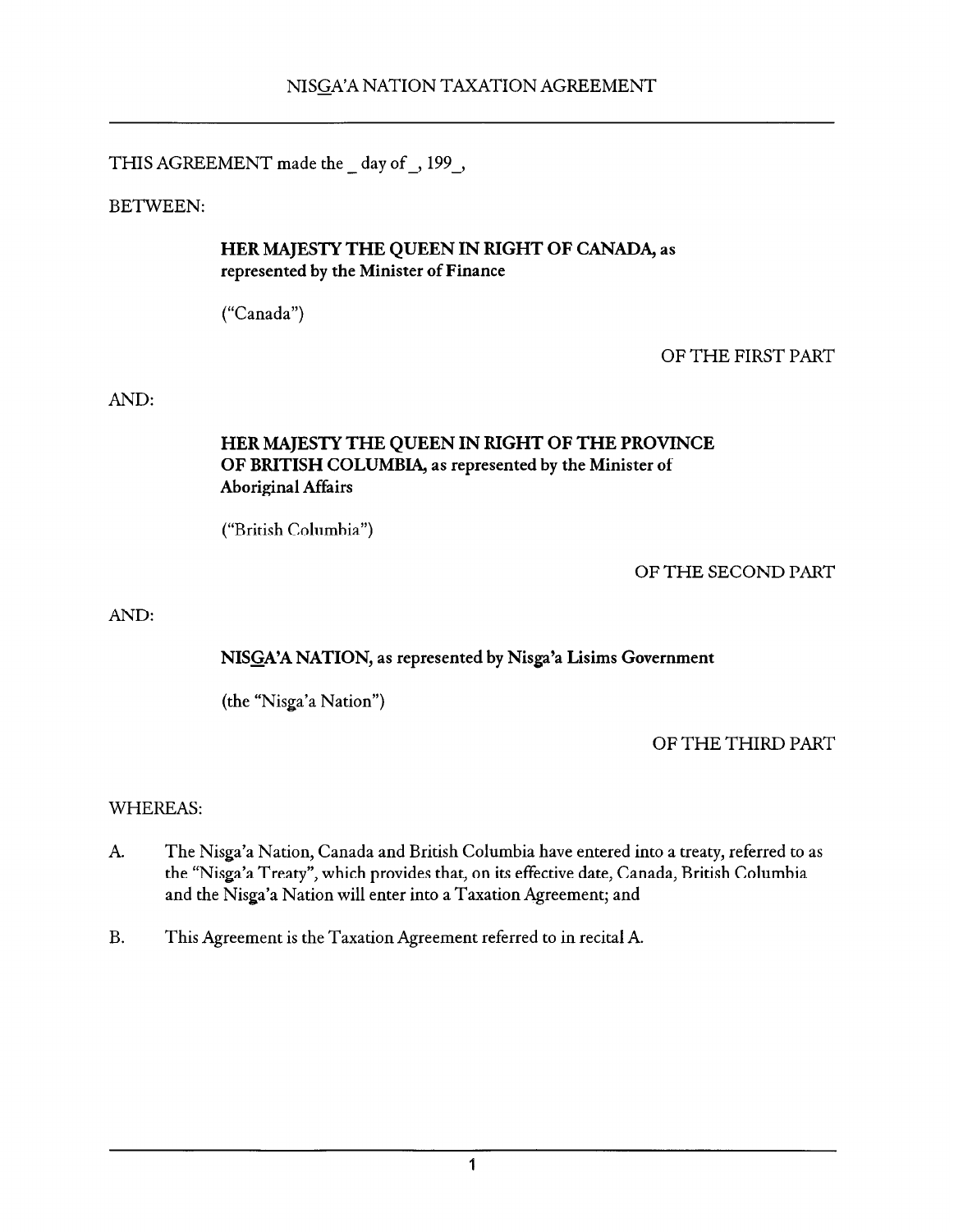# NISGA'A NATION TAXATION AGREEMENT

THIS AGREEMENT made the _ day of _, 199_,

BETWEEN:

**HER MAJESTY THE QUEEN IN RIGHT OF CANADA, as represented by the Minister of Finance**

("Canada")

OF THE FIRST PART

AND:

**HER MAJESTY THE QUEEN IN RIGHT OF THE PROVINCE OF BRITISH COLUMBIA, as represented by the Minister of Aboriginal Affairs**

("British Columbia")

OF THE SECOND PART

AND:

**NISGA'A NATION, as represented by Nisga'a Lisims Government**

(the "Nisga'a Nation")

OF THE THIRD PART

WHEREAS:

A. The Nisga'a Nation, Canada and British Columbia have entered into a treaty, referred to as the "Nisga'a Treaty", which provides that, on its effective date, Canada, British Columbia and the Nisga'a Nation will enter into a Taxation Agreement; and

B. This Agreement is the Taxation Agreement referred to in recital A.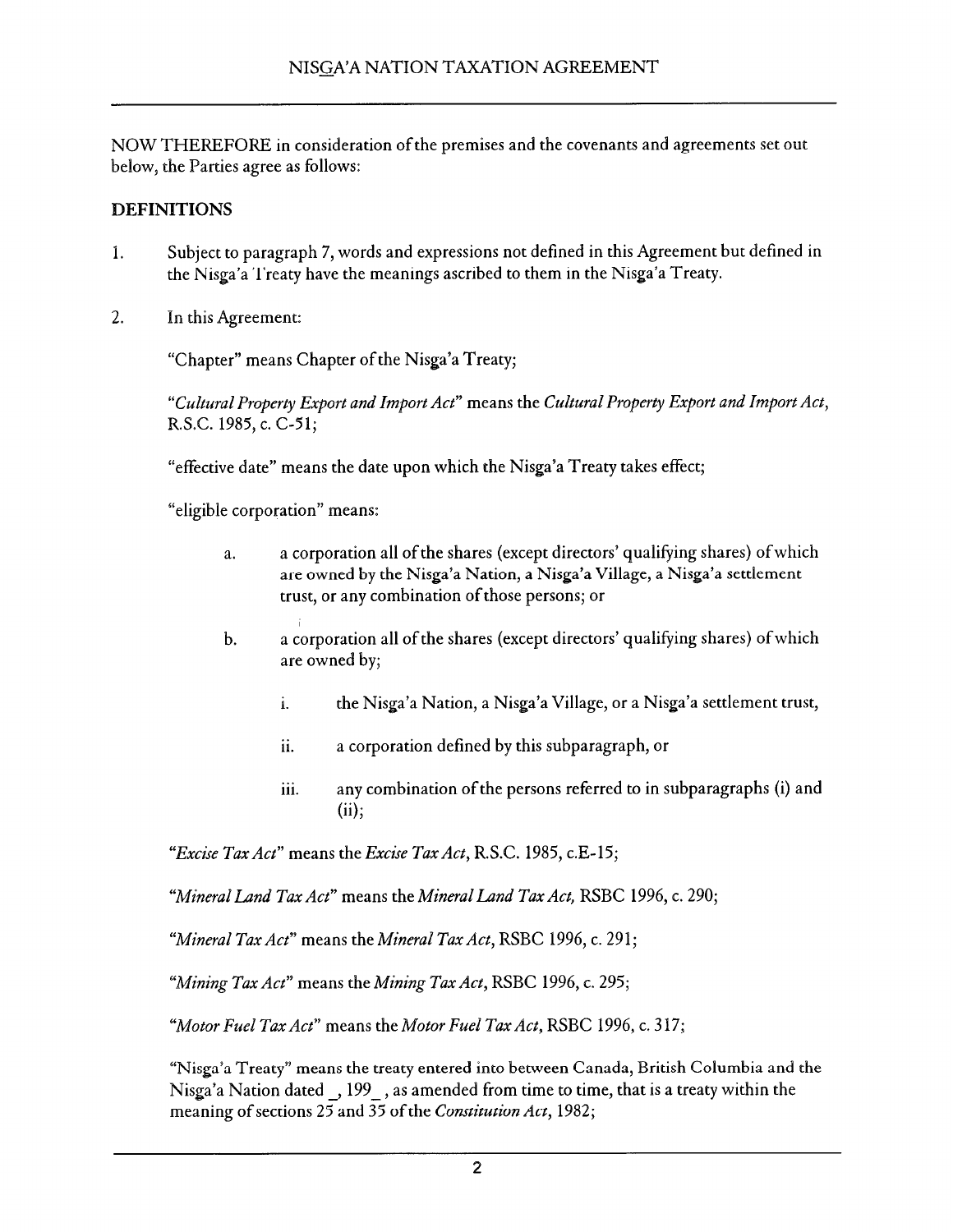NOW THEREFORE in consideration of the premises and the covenants and agreements set out below, the Parties agree as follows:

**DEFINITIONS**

1. Subject to paragraph 7, words and expressions not defined in this Agreement but defined in the Nisga'a Treaty have the meanings ascribed to them in the Nisga'a Treaty.

2. In this Agreement:

   "Chapter" means Chapter of the Nisga'a Treaty;

   "*Cultural Property Export and Import Act*" means the *Cultural Property Export and Import Act*, R.S.C. 1985, c. C-51;

   "effective date" means the date upon which the Nisga'a Treaty takes effect;

   "eligible corporation" means:

   a. a corporation all of the shares (except directors' qualifying shares) of which are owned by the Nisga'a Nation, a Nisga'a Village, a Nisga'a settlement trust, or any combination of those persons; or

   b. a corporation all of the shares (except directors' qualifying shares) of which are owned by;

      i. the Nisga'a Nation, a Nisga'a Village, or a Nisga'a settlement trust,

      ii. a corporation defined by this subparagraph, or

      iii. any combination of the persons referred to in subparagraphs (i) and (ii);

   "*Excise Tax Act*" means the *Excise Tax Act*, R.S.C. 1985, c.E-15;

   "*Mineral Land Tax Act*" means the *Mineral Land Tax Act,* RSBC 1996, c. 290;

   "*Mineral Tax Act*" means the *Mineral Tax Act*, RSBC 1996, c. 291;

   "*Mining Tax Act*" means the *Mining Tax Act*, RSBC 1996, c. 295;

   "*Motor Fuel Tax Act*" means the *Motor Fuel Tax Act*, RSBC 1996, c. 317;

   "Nisga'a Treaty" means the treaty entered into between Canada, British Columbia and the Nisga'a Nation dated _, 199_ , as amended from time to time, that is a treaty within the meaning of sections 25 and 35 of the *Constitution Act*, 1982;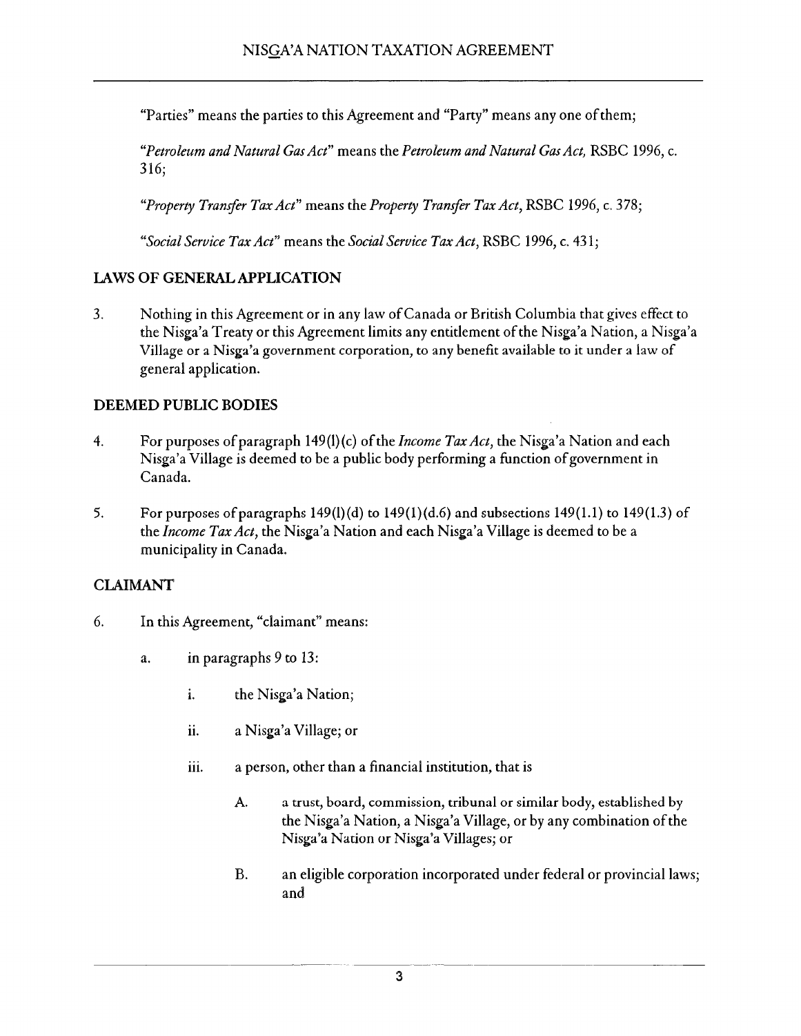"Parties" means the parties to this Agreement and "Party" means any one of them;

"*Petroleum and Natural Gas Act*" means the *Petroleum and Natural Gas Act*, RSBC 1996, c. 316;

"*Property Transfer Tax Act*" means the *Property Transfer Tax Act*, RSBC 1996, c. 378;

"*Social Service Tax Act*" means the *Social Service Tax Act*, RSBC 1996, c. 431;

## LAWS OF GENERAL APPLICATION

3. Nothing in this Agreement or in any law of Canada or British Columbia that gives effect to the Nisg̱a'a Treaty or this Agreement limits any entitlement of the Nisg̱a'a Nation, a Nisg̱a'a Village or a Nisg̱a'a government corporation, to any benefit available to it under a law of general application.

## DEEMED PUBLIC BODIES

4. For purposes of paragraph 149(1)(c) of the *Income Tax Act*, the Nisg̱a'a Nation and each Nisg̱a'a Village is deemed to be a public body performing a function of government in Canada.

5. For purposes of paragraphs 149(1)(d) to 149(1)(d.6) and subsections 149(1.1) to 149(1.3) of the *Income Tax Act*, the Nisg̱a'a Nation and each Nisg̱a'a Village is deemed to be a municipality in Canada.

## CLAIMANT

6. In this Agreement, "claimant" means:

   a. in paragraphs 9 to 13:

      i. the Nisg̱a'a Nation;

      ii. a Nisg̱a'a Village; or

      iii. a person, other than a financial institution, that is

         A. a trust, board, commission, tribunal or similar body, established by the Nisg̱a'a Nation, a Nisg̱a'a Village, or by any combination of the Nisg̱a'a Nation or Nisg̱a'a Villages; or

         B. an eligible corporation incorporated under federal or provincial laws; and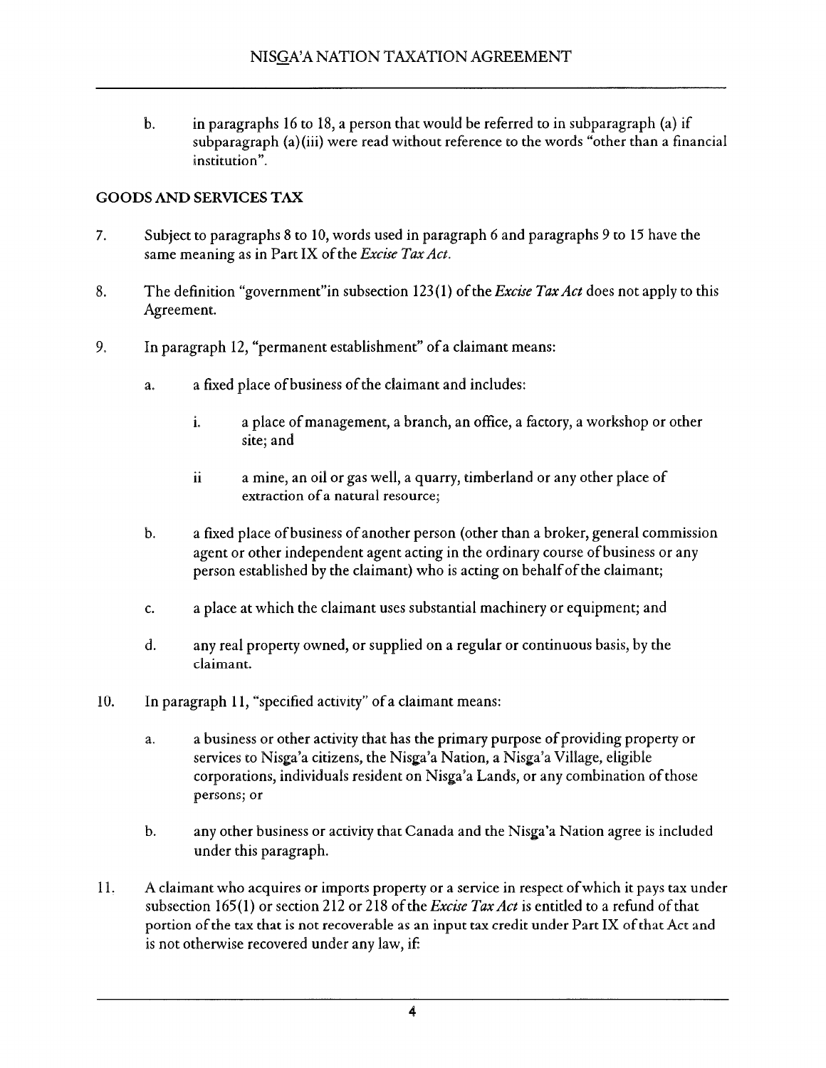b. in paragraphs 16 to 18, a person that would be referred to in subparagraph (a) if subparagraph (a)(iii) were read without reference to the words "other than a financial institution".

## GOODS AND SERVICES TAX

7. Subject to paragraphs 8 to 10, words used in paragraph 6 and paragraphs 9 to 15 have the same meaning as in Part IX of the *Excise Tax Act*.

8. The definition "government"in subsection 123(1) of the *Excise Tax Act* does not apply to this Agreement.

9. In paragraph 12, "permanent establishment" of a claimant means:

   a. a fixed place of business of the claimant and includes:

      i. a place of management, a branch, an office, a factory, a workshop or other site; and

      ii a mine, an oil or gas well, a quarry, timberland or any other place of extraction of a natural resource;

   b. a fixed place of business of another person (other than a broker, general commission agent or other independent agent acting in the ordinary course of business or any person established by the claimant) who is acting on behalf of the claimant;

   c. a place at which the claimant uses substantial machinery or equipment; and

   d. any real property owned, or supplied on a regular or continuous basis, by the claimant.

10. In paragraph 11, "specified activity" of a claimant means:

    a. a business or other activity that has the primary purpose of providing property or services to Nisga'a citizens, the Nisga'a Nation, a Nisga'a Village, eligible corporations, individuals resident on Nisga'a Lands, or any combination of those persons; or

    b. any other business or activity that Canada and the Nisga'a Nation agree is included under this paragraph.

11. A claimant who acquires or imports property or a service in respect of which it pays tax under subsection 165(1) or section 212 or 218 of the *Excise Tax Act* is entitled to a refund of that portion of the tax that is not recoverable as an input tax credit under Part IX of that Act and is not otherwise recovered under any law, if: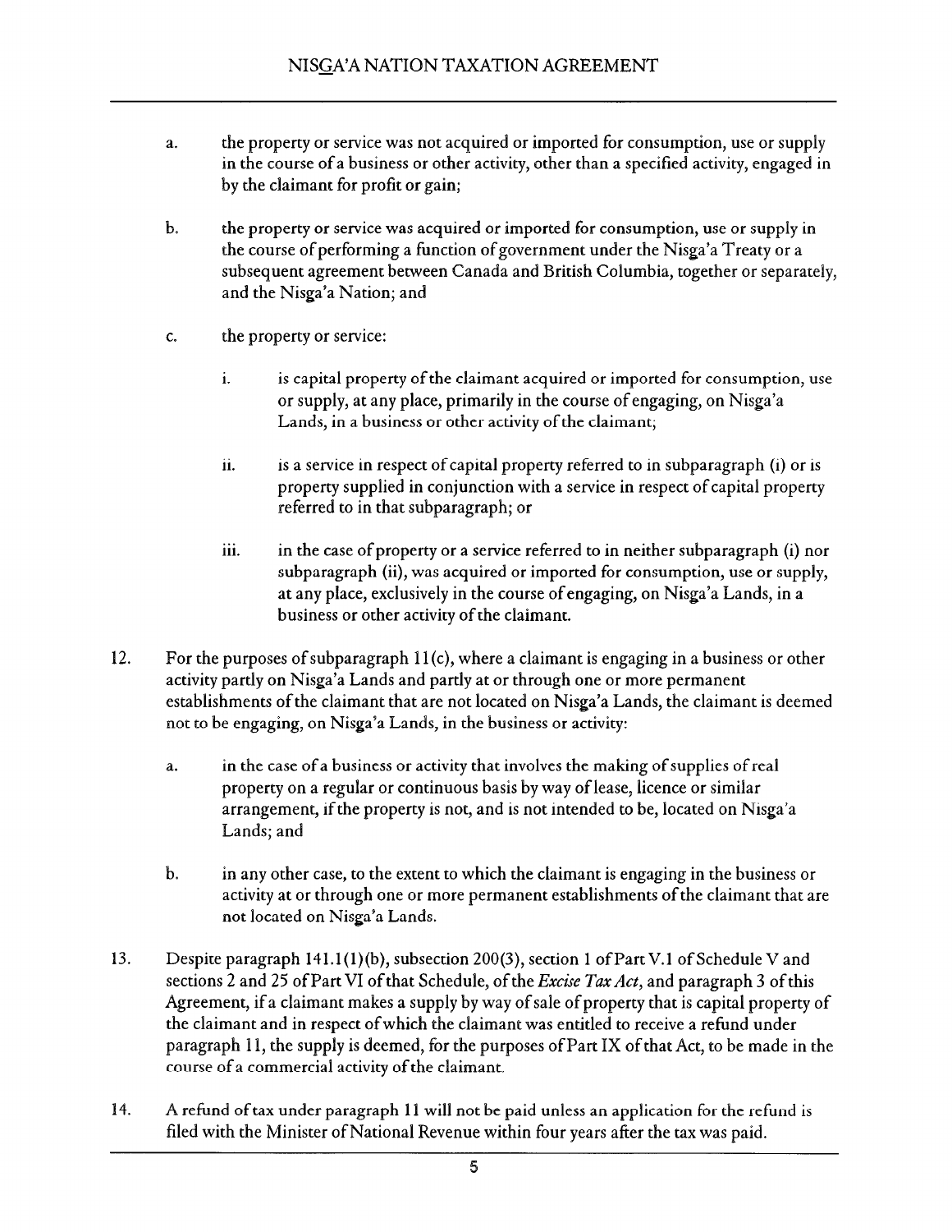a. the property or service was not acquired or imported for consumption, use or supply in the course of a business or other activity, other than a specified activity, engaged in by the claimant for profit or gain;

b. the property or service was acquired or imported for consumption, use or supply in the course of performing a function of government under the Nisga'a Treaty or a subsequent agreement between Canada and British Columbia, together or separately, and the Nisga'a Nation; and

c. the property or service:

   i. is capital property of the claimant acquired or imported for consumption, use or supply, at any place, primarily in the course of engaging, on Nisga'a Lands, in a business or other activity of the claimant;

   ii. is a service in respect of capital property referred to in subparagraph (i) or is property supplied in conjunction with a service in respect of capital property referred to in that subparagraph; or

   iii. in the case of property or a service referred to in neither subparagraph (i) nor subparagraph (ii), was acquired or imported for consumption, use or supply, at any place, exclusively in the course of engaging, on Nisga'a Lands, in a business or other activity of the claimant.

12. For the purposes of subparagraph 11(c), where a claimant is engaging in a business or other activity partly on Nisga'a Lands and partly at or through one or more permanent establishments of the claimant that are not located on Nisga'a Lands, the claimant is deemed not to be engaging, on Nisga'a Lands, in the business or activity:

   a. in the case of a business or activity that involves the making of supplies of real property on a regular or continuous basis by way of lease, licence or similar arrangement, if the property is not, and is not intended to be, located on Nisga'a Lands; and

   b. in any other case, to the extent to which the claimant is engaging in the business or activity at or through one or more permanent establishments of the claimant that are not located on Nisga'a Lands.

13. Despite paragraph 141.1(1)(b), subsection 200(3), section 1 of Part V.1 of Schedule V and sections 2 and 25 of Part VI of that Schedule, of the *Excise Tax Act*, and paragraph 3 of this Agreement, if a claimant makes a supply by way of sale of property that is capital property of the claimant and in respect of which the claimant was entitled to receive a refund under paragraph 11, the supply is deemed, for the purposes of Part IX of that Act, to be made in the course of a commercial activity of the claimant.

14. A refund of tax under paragraph 11 will not be paid unless an application for the refund is filed with the Minister of National Revenue within four years after the tax was paid.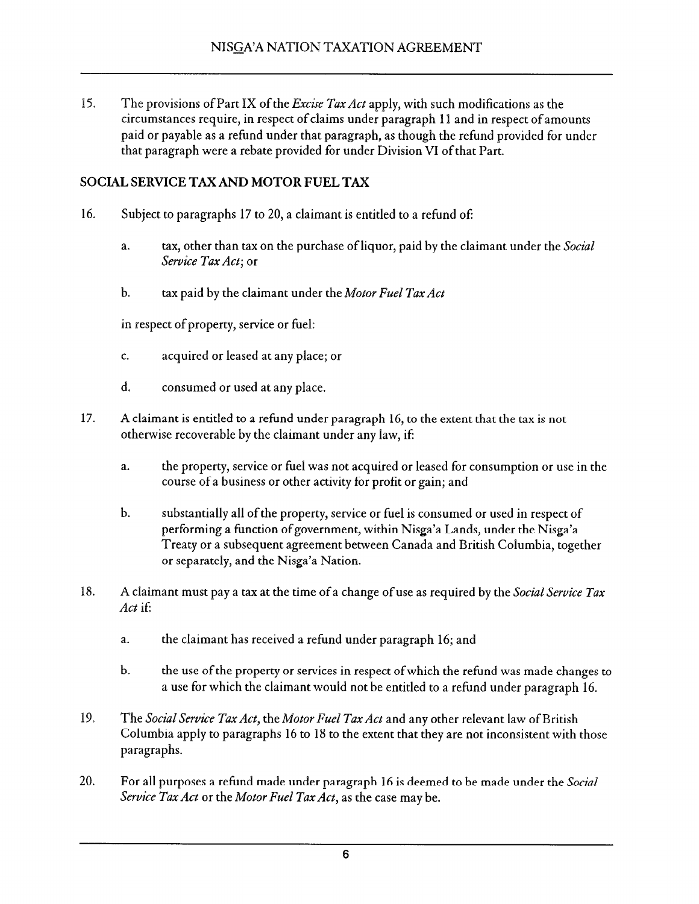15. The provisions of Part IX of the *Excise Tax Act* apply, with such modifications as the circumstances require, in respect of claims under paragraph 11 and in respect of amounts paid or payable as a refund under that paragraph, as though the refund provided for under that paragraph were a rebate provided for under Division VI of that Part.

## SOCIAL SERVICE TAX AND MOTOR FUEL TAX

16. Subject to paragraphs 17 to 20, a claimant is entitled to a refund of:

    a. tax, other than tax on the purchase of liquor, paid by the claimant under the *Social Service Tax Act*; or

    b. tax paid by the claimant under the *Motor Fuel Tax Act*

    in respect of property, service or fuel:

    c. acquired or leased at any place; or

    d. consumed or used at any place.

17. A claimant is entitled to a refund under paragraph 16, to the extent that the tax is not otherwise recoverable by the claimant under any law, if:

    a. the property, service or fuel was not acquired or leased for consumption or use in the course of a business or other activity for profit or gain; and

    b. substantially all of the property, service or fuel is consumed or used in respect of performing a function of government, within Nisga'a Lands, under the Nisga'a Treaty or a subsequent agreement between Canada and British Columbia, together or separately, and the Nisga'a Nation.

18. A claimant must pay a tax at the time of a change of use as required by the *Social Service Tax Act* if:

    a. the claimant has received a refund under paragraph 16; and

    b. the use of the property or services in respect of which the refund was made changes to a use for which the claimant would not be entitled to a refund under paragraph 16.

19. The *Social Service Tax Act*, the *Motor Fuel Tax Act* and any other relevant law of British Columbia apply to paragraphs 16 to 18 to the extent that they are not inconsistent with those paragraphs.

20. For all purposes a refund made under paragraph 16 is deemed to be made under the *Social Service Tax Act* or the *Motor Fuel Tax Act*, as the case may be.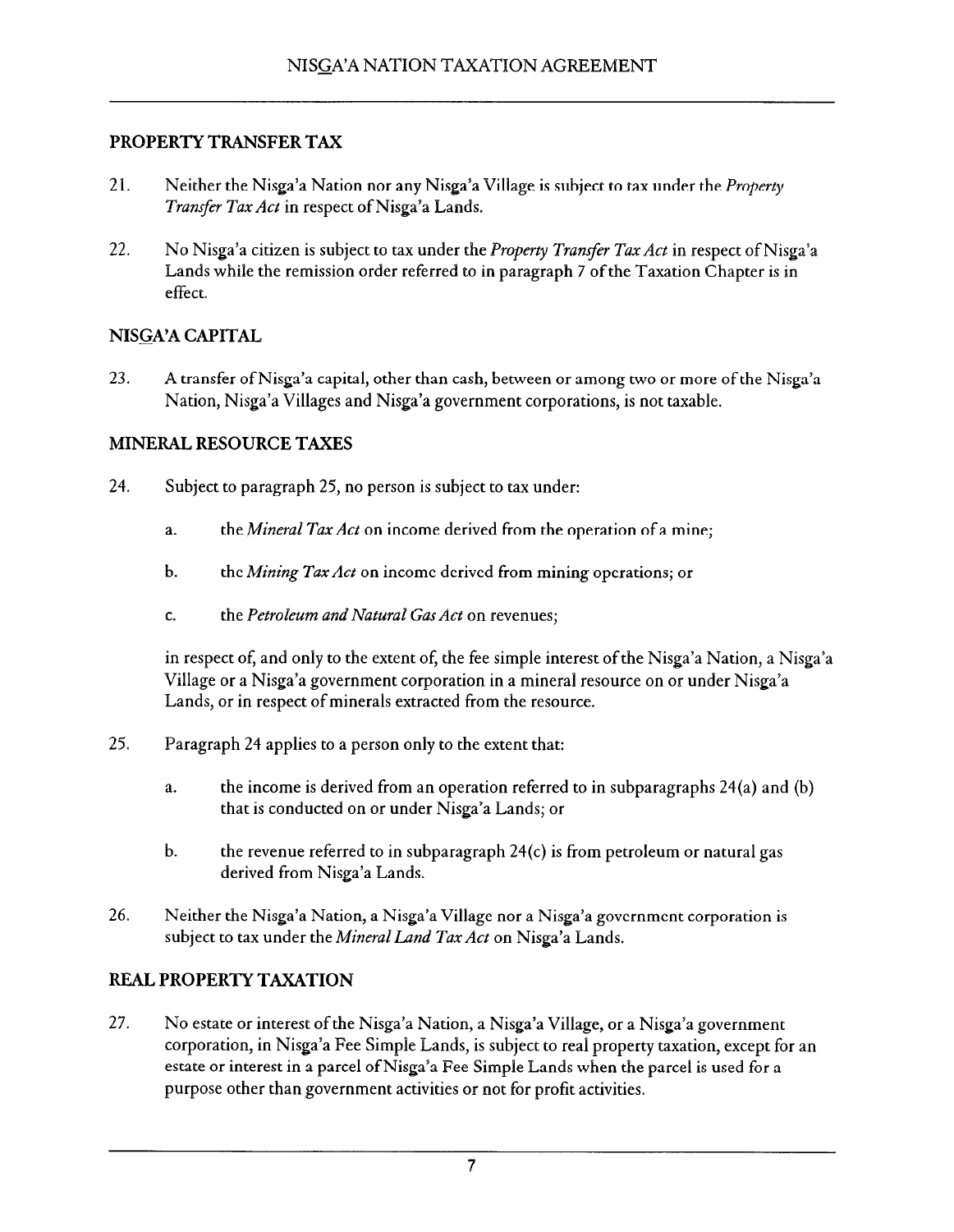## PROPERTY TRANSFER TAX

21. Neither the Nisga'a Nation nor any Nisga'a Village is subject to tax under the *Property Transfer Tax Act* in respect of Nisga'a Lands.

22. No Nisga'a citizen is subject to tax under the *Property Transfer Tax Act* in respect of Nisga'a Lands while the remission order referred to in paragraph 7 of the Taxation Chapter is in effect.

## NISGA'A CAPITAL

23. A transfer of Nisga'a capital, other than cash, between or among two or more of the Nisga'a Nation, Nisga'a Villages and Nisga'a government corporations, is not taxable.

## MINERAL RESOURCE TAXES

24. Subject to paragraph 25, no person is subject to tax under:

    a. the *Mineral Tax Act* on income derived from the operation of a mine;

    b. the *Mining Tax Act* on income derived from mining operations; or

    c. the *Petroleum and Natural Gas Act* on revenues;

    in respect of, and only to the extent of, the fee simple interest of the Nisga'a Nation, a Nisga'a Village or a Nisga'a government corporation in a mineral resource on or under Nisga'a Lands, or in respect of minerals extracted from the resource.

25. Paragraph 24 applies to a person only to the extent that:

    a. the income is derived from an operation referred to in subparagraphs 24(a) and (b) that is conducted on or under Nisga'a Lands; or

    b. the revenue referred to in subparagraph 24(c) is from petroleum or natural gas derived from Nisga'a Lands.

26. Neither the Nisga'a Nation, a Nisga'a Village nor a Nisga'a government corporation is subject to tax under the *Mineral Land Tax Act* on Nisga'a Lands.

## REAL PROPERTY TAXATION

27. No estate or interest of the Nisga'a Nation, a Nisga'a Village, or a Nisga'a government corporation, in Nisga'a Fee Simple Lands, is subject to real property taxation, except for an estate or interest in a parcel of Nisga'a Fee Simple Lands when the parcel is used for a purpose other than government activities or not for profit activities.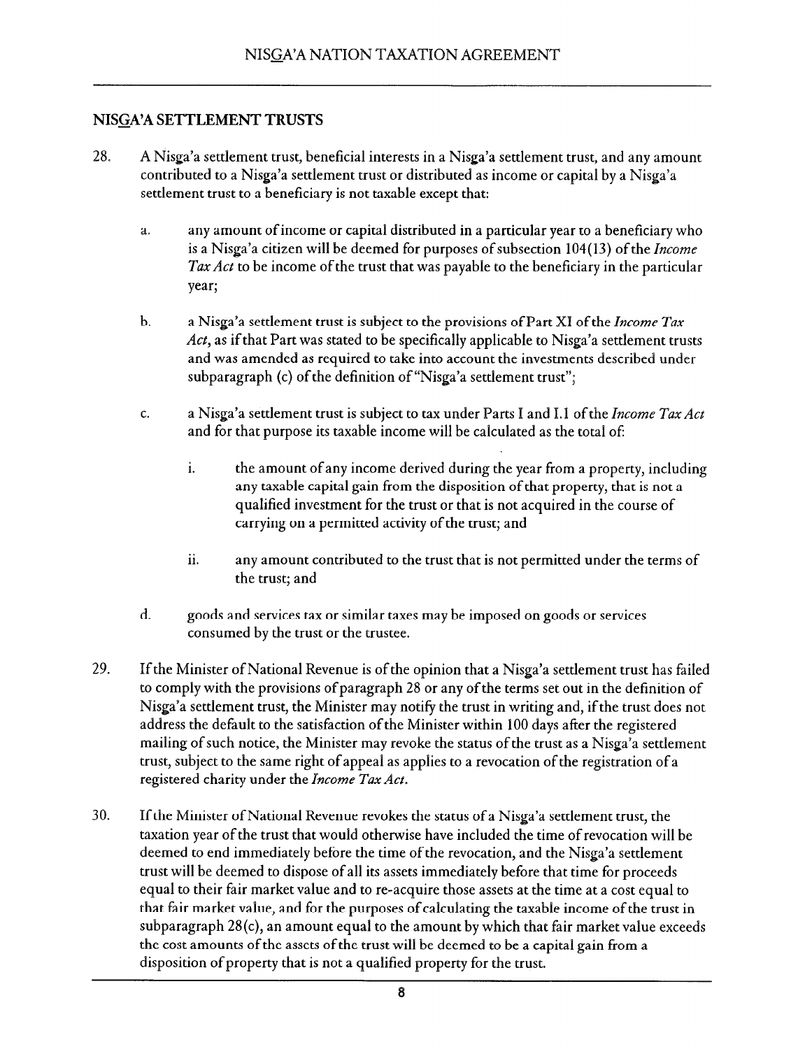## NISG̲A'A SETTLEMENT TRUSTS

28. A Nisg̲a'a settlement trust, beneficial interests in a Nisg̲a'a settlement trust, and any amount contributed to a Nisg̲a'a settlement trust or distributed as income or capital by a Nisg̲a'a settlement trust to a beneficiary is not taxable except that:

    a. any amount of income or capital distributed in a particular year to a beneficiary who is a Nisg̲a'a citizen will be deemed for purposes of subsection 104(13) of the *Income Tax Act* to be income of the trust that was payable to the beneficiary in the particular year;

    b. a Nisg̲a'a settlement trust is subject to the provisions of Part XI of the *Income Tax Act*, as if that Part was stated to be specifically applicable to Nisg̲a'a settlement trusts and was amended as required to take into account the investments described under subparagraph (c) of the definition of "Nisg̲a'a settlement trust";

    c. a Nisg̲a'a settlement trust is subject to tax under Parts I and I.1 of the *Income Tax Act* and for that purpose its taxable income will be calculated as the total of:

        i. the amount of any income derived during the year from a property, including any taxable capital gain from the disposition of that property, that is not a qualified investment for the trust or that is not acquired in the course of carrying on a permitted activity of the trust; and

        ii. any amount contributed to the trust that is not permitted under the terms of the trust; and

    d. goods and services tax or similar taxes may be imposed on goods or services consumed by the trust or the trustee.

29. If the Minister of National Revenue is of the opinion that a Nisg̲a'a settlement trust has failed to comply with the provisions of paragraph 28 or any of the terms set out in the definition of Nisg̲a'a settlement trust, the Minister may notify the trust in writing and, if the trust does not address the default to the satisfaction of the Minister within 100 days after the registered mailing of such notice, the Minister may revoke the status of the trust as a Nisg̲a'a settlement trust, subject to the same right of appeal as applies to a revocation of the registration of a registered charity under the *Income Tax Act*.

30. If the Minister of National Revenue revokes the status of a Nisg̲a'a settlement trust, the taxation year of the trust that would otherwise have included the time of revocation will be deemed to end immediately before the time of the revocation, and the Nisg̲a'a settlement trust will be deemed to dispose of all its assets immediately before that time for proceeds equal to their fair market value and to re-acquire those assets at the time at a cost equal to that fair market value, and for the purposes of calculating the taxable income of the trust in subparagraph 28(c), an amount equal to the amount by which that fair market value exceeds the cost amounts of the assets of the trust will be deemed to be a capital gain from a disposition of property that is not a qualified property for the trust.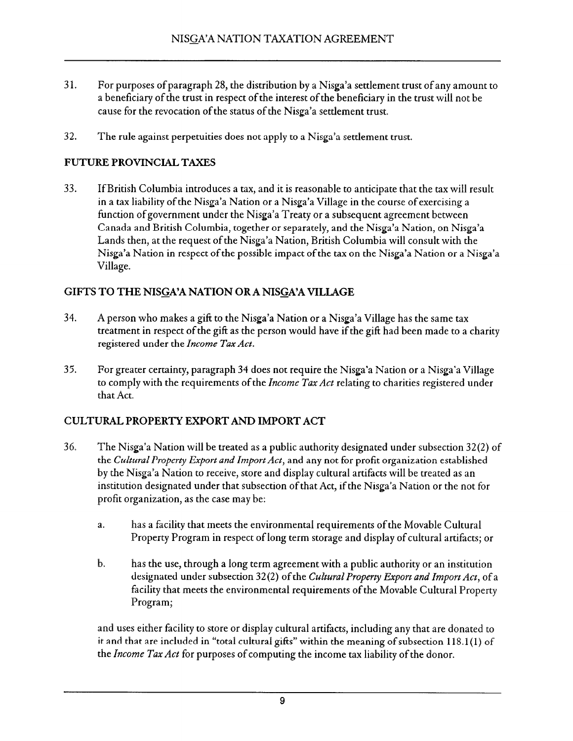31. For purposes of paragraph 28, the distribution by a Nisg̲a'a settlement trust of any amount to a beneficiary of the trust in respect of the interest of the beneficiary in the trust will not be cause for the revocation of the status of the Nisg̲a'a settlement trust.

32. The rule against perpetuities does not apply to a Nisg̲a'a settlement trust.

## FUTURE PROVINCIAL TAXES

33. If British Columbia introduces a tax, and it is reasonable to anticipate that the tax will result in a tax liability of the Nisg̲a'a Nation or a Nisg̲a'a Village in the course of exercising a function of government under the Nisg̲a'a Treaty or a subsequent agreement between Canada and British Columbia, together or separately, and the Nisg̲a'a Nation, on Nisg̲a'a Lands then, at the request of the Nisg̲a'a Nation, British Columbia will consult with the Nisg̲a'a Nation in respect of the possible impact of the tax on the Nisg̲a'a Nation or a Nisg̲a'a Village.

## GIFTS TO THE NISG̲A'A NATION OR A NISG̲A'A VILLAGE

34. A person who makes a gift to the Nisg̲a'a Nation or a Nisg̲a'a Village has the same tax treatment in respect of the gift as the person would have if the gift had been made to a charity registered under the *Income Tax Act*.

35. For greater certainty, paragraph 34 does not require the Nisg̲a'a Nation or a Nisg̲a'a Village to comply with the requirements of the *Income Tax Act* relating to charities registered under that Act.

## CULTURAL PROPERTY EXPORT AND IMPORT ACT

36. The Nisg̲a'a Nation will be treated as a public authority designated under subsection 32(2) of the *Cultural Property Export and Import Act*, and any not for profit organization established by the Nisg̲a'a Nation to receive, store and display cultural artifacts will be treated as an institution designated under that subsection of that Act, if the Nisg̲a'a Nation or the not for profit organization, as the case may be:

    a. has a facility that meets the environmental requirements of the Movable Cultural Property Program in respect of long term storage and display of cultural artifacts; or

    b. has the use, through a long term agreement with a public authority or an institution designated under subsection 32(2) of the *Cultural Property Export and Import Act*, of a facility that meets the environmental requirements of the Movable Cultural Property Program;

    and uses either facility to store or display cultural artifacts, including any that are donated to it and that are included in "total cultural gifts" within the meaning of subsection 118.1(1) of the *Income Tax Act* for purposes of computing the income tax liability of the donor.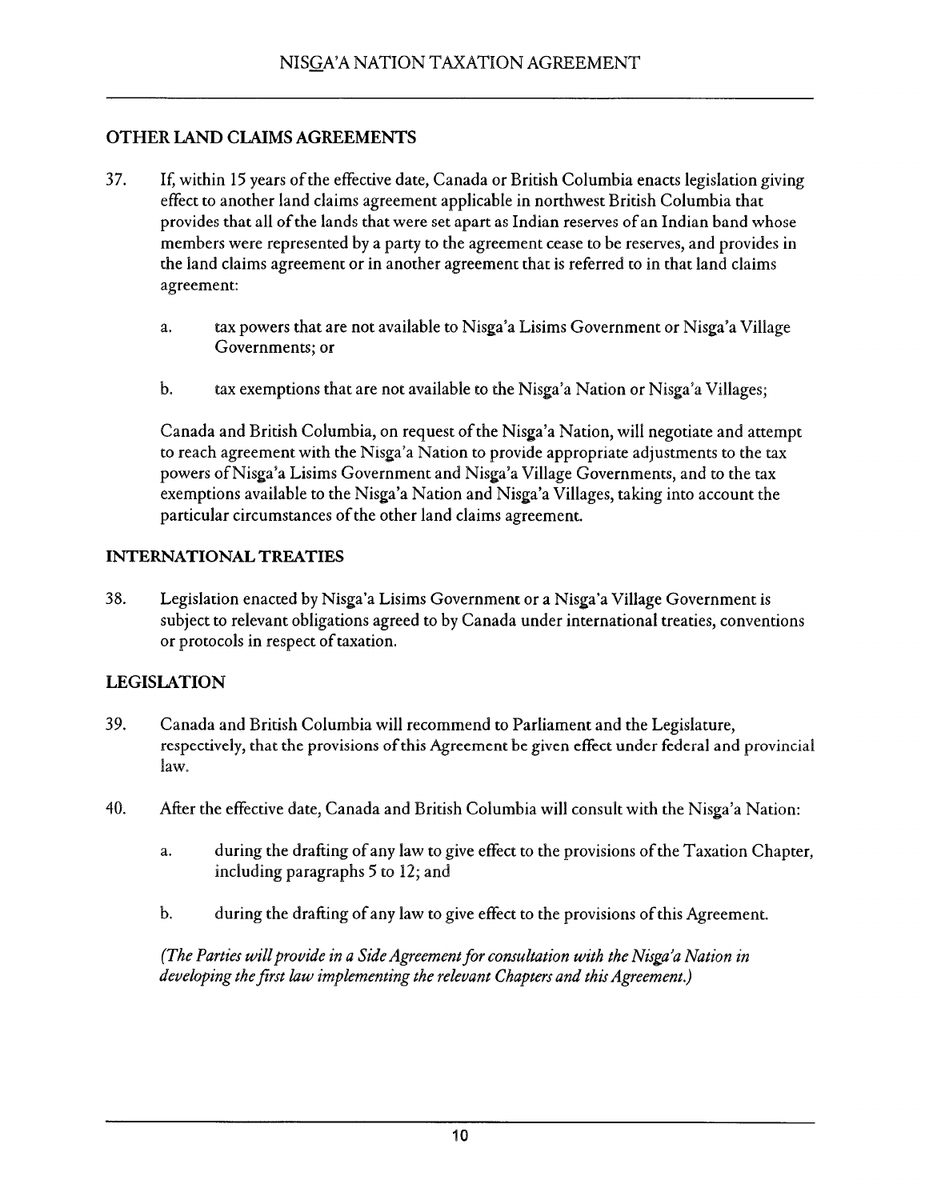## OTHER LAND CLAIMS AGREEMENTS

37. If, within 15 years of the effective date, Canada or British Columbia enacts legislation giving effect to another land claims agreement applicable in northwest British Columbia that provides that all of the lands that were set apart as Indian reserves of an Indian band whose members were represented by a party to the agreement cease to be reserves, and provides in the land claims agreement or in another agreement that is referred to in that land claims agreement:

    a. tax powers that are not available to Nisga'a Lisims Government or Nisga'a Village Governments; or

    b. tax exemptions that are not available to the Nisga'a Nation or Nisga'a Villages;

    Canada and British Columbia, on request of the Nisga'a Nation, will negotiate and attempt to reach agreement with the Nisga'a Nation to provide appropriate adjustments to the tax powers of Nisga'a Lisims Government and Nisga'a Village Governments, and to the tax exemptions available to the Nisga'a Nation and Nisga'a Villages, taking into account the particular circumstances of the other land claims agreement.

## INTERNATIONAL TREATIES

38. Legislation enacted by Nisga'a Lisims Government or a Nisga'a Village Government is subject to relevant obligations agreed to by Canada under international treaties, conventions or protocols in respect of taxation.

## LEGISLATION

39. Canada and British Columbia will recommend to Parliament and the Legislature, respectively, that the provisions of this Agreement be given effect under federal and provincial law.

40. After the effective date, Canada and British Columbia will consult with the Nisga'a Nation:

    a. during the drafting of any law to give effect to the provisions of the Taxation Chapter, including paragraphs 5 to 12; and

    b. during the drafting of any law to give effect to the provisions of this Agreement.

    *(The Parties will provide in a Side Agreement for consultation with the Nisga'a Nation in developing the first law implementing the relevant Chapters and this Agreement.)*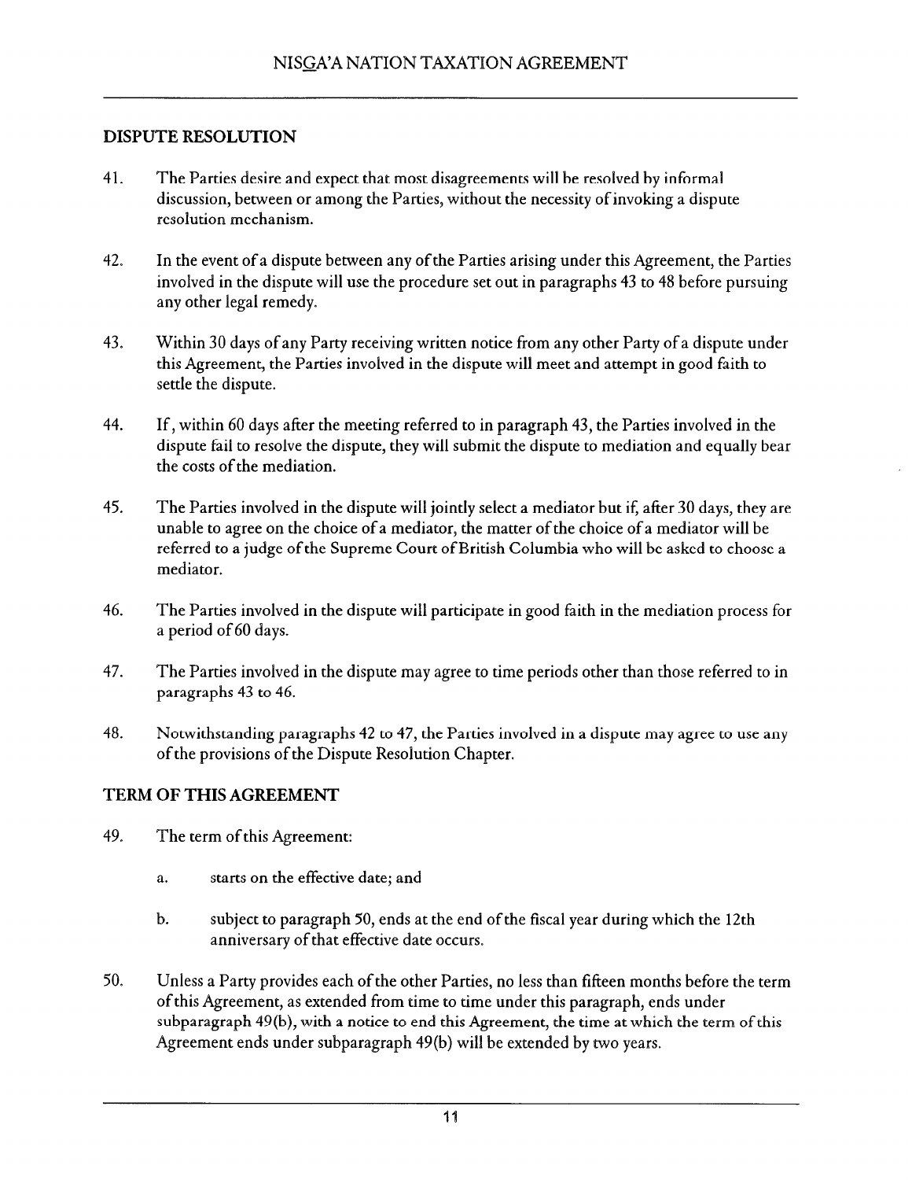## DISPUTE RESOLUTION

41. The Parties desire and expect that most disagreements will be resolved by informal discussion, between or among the Parties, without the necessity of invoking a dispute resolution mechanism.

42. In the event of a dispute between any of the Parties arising under this Agreement, the Parties involved in the dispute will use the procedure set out in paragraphs 43 to 48 before pursuing any other legal remedy.

43. Within 30 days of any Party receiving written notice from any other Party of a dispute under this Agreement, the Parties involved in the dispute will meet and attempt in good faith to settle the dispute.

44. If, within 60 days after the meeting referred to in paragraph 43, the Parties involved in the dispute fail to resolve the dispute, they will submit the dispute to mediation and equally bear the costs of the mediation.

45. The Parties involved in the dispute will jointly select a mediator but if, after 30 days, they are unable to agree on the choice of a mediator, the matter of the choice of a mediator will be referred to a judge of the Supreme Court of British Columbia who will be asked to choose a mediator.

46. The Parties involved in the dispute will participate in good faith in the mediation process for a period of 60 days.

47. The Parties involved in the dispute may agree to time periods other than those referred to in paragraphs 43 to 46.

48. Notwithstanding paragraphs 42 to 47, the Parties involved in a dispute may agree to use any of the provisions of the Dispute Resolution Chapter.

## TERM OF THIS AGREEMENT

49. The term of this Agreement:

    a. starts on the effective date; and

    b. subject to paragraph 50, ends at the end of the fiscal year during which the 12th anniversary of that effective date occurs.

50. Unless a Party provides each of the other Parties, no less than fifteen months before the term of this Agreement, as extended from time to time under this paragraph, ends under subparagraph 49(b), with a notice to end this Agreement, the time at which the term of this Agreement ends under subparagraph 49(b) will be extended by two years.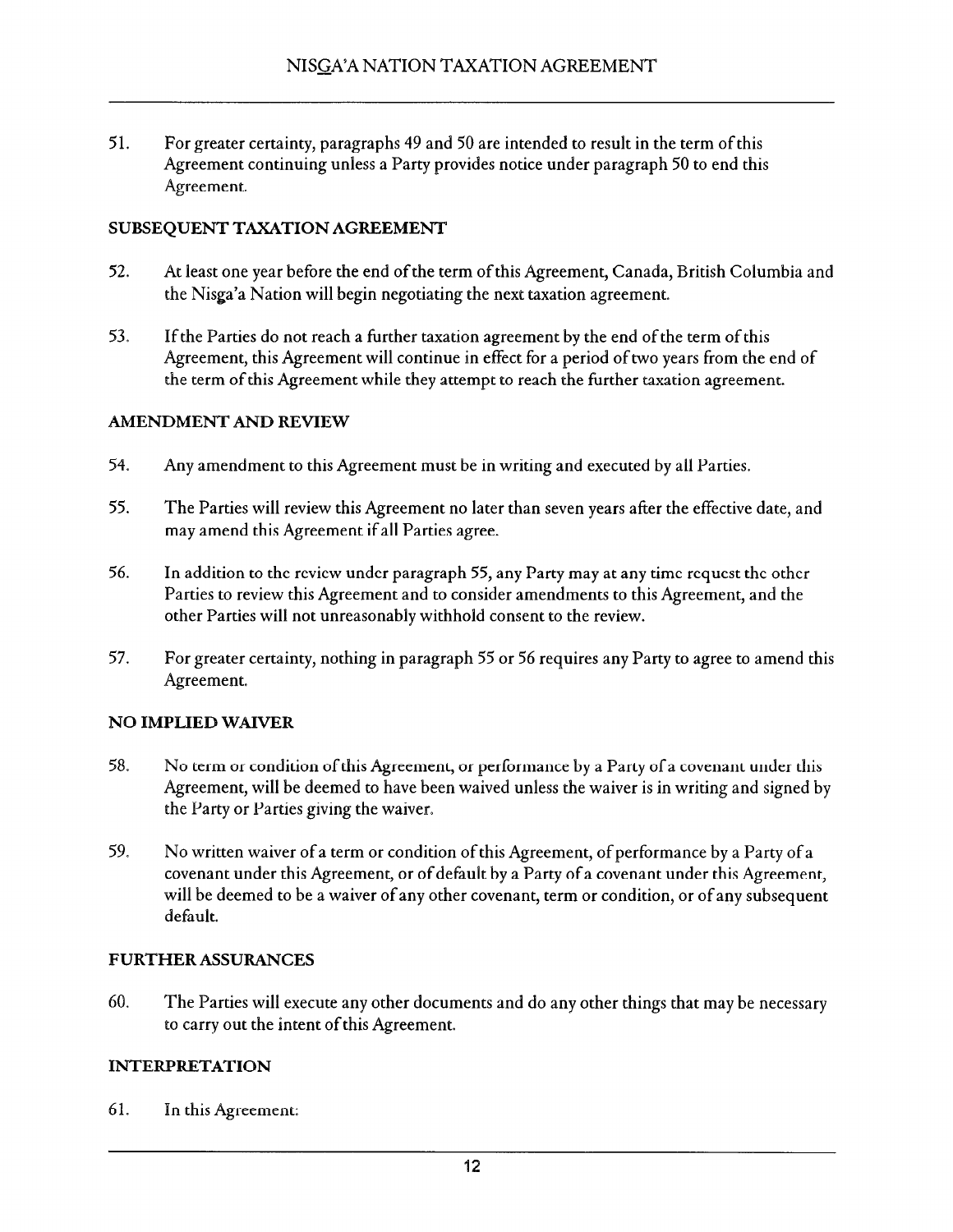51. For greater certainty, paragraphs 49 and 50 are intended to result in the term of this Agreement continuing unless a Party provides notice under paragraph 50 to end this Agreement.

**SUBSEQUENT TAXATION AGREEMENT**

52. At least one year before the end of the term of this Agreement, Canada, British Columbia and the Nisga'a Nation will begin negotiating the next taxation agreement.

53. If the Parties do not reach a further taxation agreement by the end of the term of this Agreement, this Agreement will continue in effect for a period of two years from the end of the term of this Agreement while they attempt to reach the further taxation agreement.

**AMENDMENT AND REVIEW**

54. Any amendment to this Agreement must be in writing and executed by all Parties.

55. The Parties will review this Agreement no later than seven years after the effective date, and may amend this Agreement if all Parties agree.

56. In addition to the review under paragraph 55, any Party may at any time request the other Parties to review this Agreement and to consider amendments to this Agreement, and the other Parties will not unreasonably withhold consent to the review.

57. For greater certainty, nothing in paragraph 55 or 56 requires any Party to agree to amend this Agreement.

**NO IMPLIED WAIVER**

58. No term or condition of this Agreement, or performance by a Party of a covenant under this Agreement, will be deemed to have been waived unless the waiver is in writing and signed by the Party or Parties giving the waiver.

59. No written waiver of a term or condition of this Agreement, of performance by a Party of a covenant under this Agreement, or of default by a Party of a covenant under this Agreement, will be deemed to be a waiver of any other covenant, term or condition, or of any subsequent default.

**FURTHER ASSURANCES**

60. The Parties will execute any other documents and do any other things that may be necessary to carry out the intent of this Agreement.

**INTERPRETATION**

61. In this Agreement: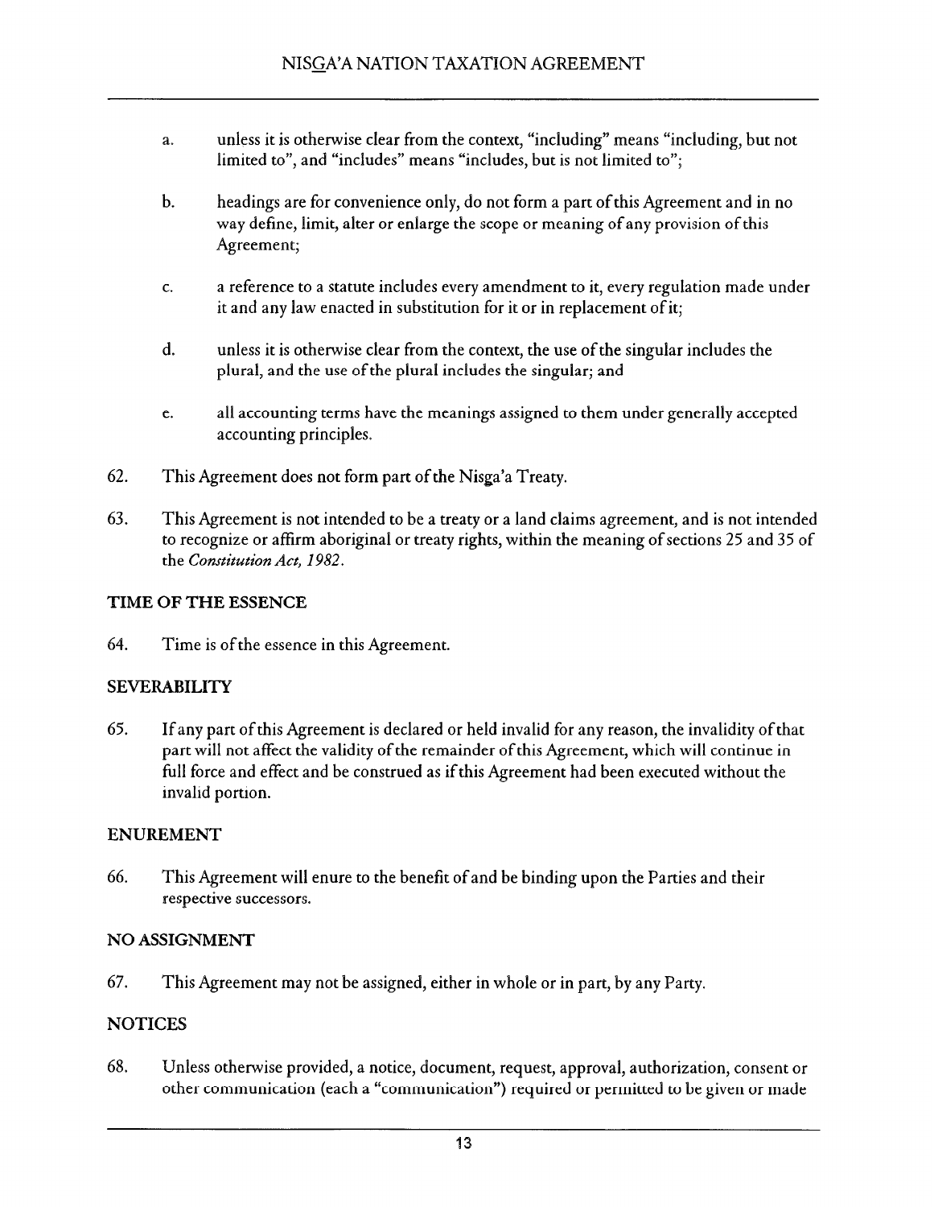a. unless it is otherwise clear from the context, "including" means "including, but not limited to", and "includes" means "includes, but is not limited to";

b. headings are for convenience only, do not form a part of this Agreement and in no way define, limit, alter or enlarge the scope or meaning of any provision of this Agreement;

c. a reference to a statute includes every amendment to it, every regulation made under it and any law enacted in substitution for it or in replacement of it;

d. unless it is otherwise clear from the context, the use of the singular includes the plural, and the use of the plural includes the singular; and

e. all accounting terms have the meanings assigned to them under generally accepted accounting principles.

62. This Agreement does not form part of the Nisga'a Treaty.

63. This Agreement is not intended to be a treaty or a land claims agreement, and is not intended to recognize or affirm aboriginal or treaty rights, within the meaning of sections 25 and 35 of the *Constitution Act, 1982*.

**TIME OF THE ESSENCE**

64. Time is of the essence in this Agreement.

**SEVERABILITY**

65. If any part of this Agreement is declared or held invalid for any reason, the invalidity of that part will not affect the validity of the remainder of this Agreement, which will continue in full force and effect and be construed as if this Agreement had been executed without the invalid portion.

**ENUREMENT**

66. This Agreement will enure to the benefit of and be binding upon the Parties and their respective successors.

**NO ASSIGNMENT**

67. This Agreement may not be assigned, either in whole or in part, by any Party.

**NOTICES**

68. Unless otherwise provided, a notice, document, request, approval, authorization, consent or other communication (each a "communication") required or permitted to be given or made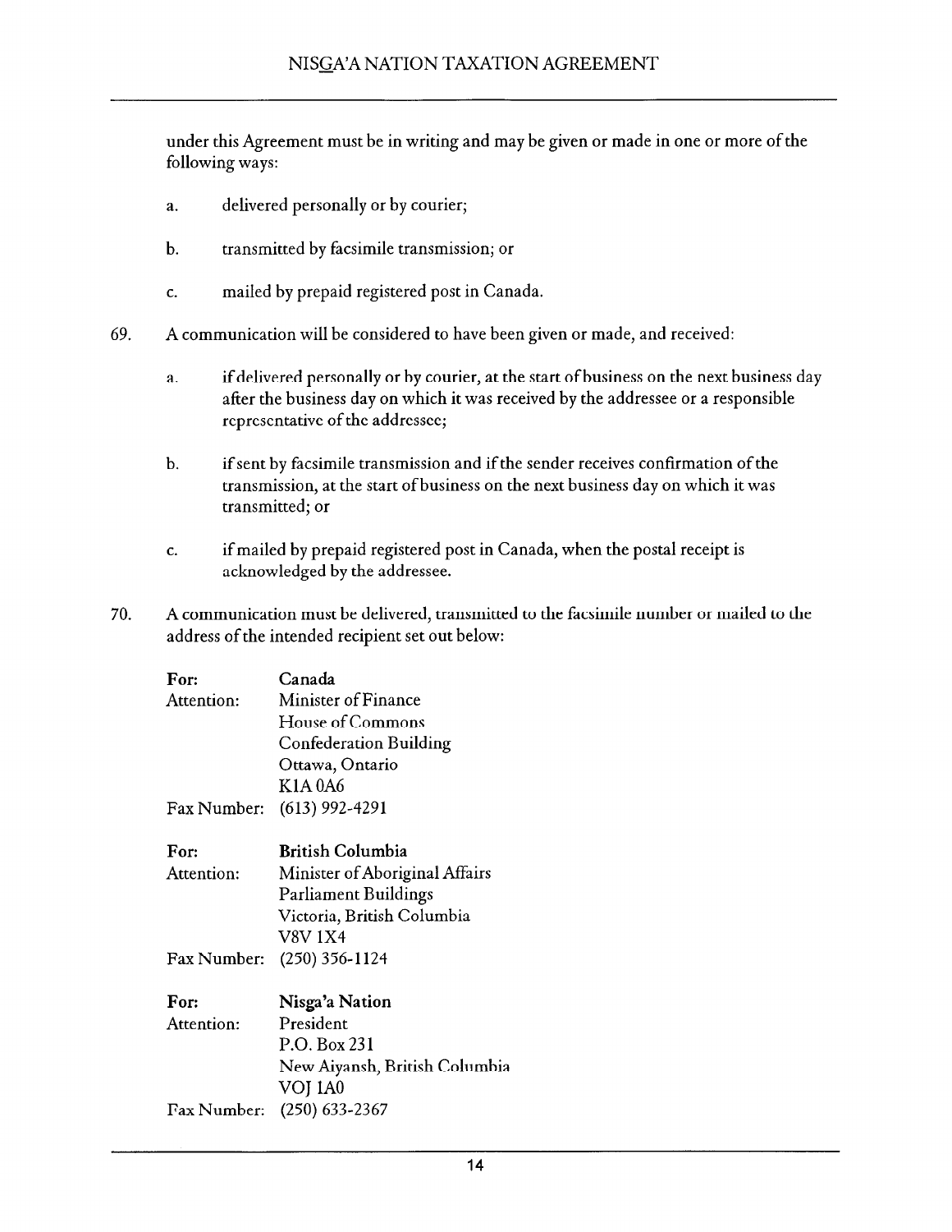under this Agreement must be in writing and may be given or made in one or more of the following ways:

a. delivered personally or by courier;

b. transmitted by facsimile transmission; or

c. mailed by prepaid registered post in Canada.

69. A communication will be considered to have been given or made, and received:

a. if delivered personally or by courier, at the start of business on the next business day after the business day on which it was received by the addressee or a responsible representative of the addressee;

b. if sent by facsimile transmission and if the sender receives confirmation of the transmission, at the start of business on the next business day on which it was transmitted; or

c. if mailed by prepaid registered post in Canada, when the postal receipt is acknowledged by the addressee.

70. A communication must be delivered, transmitted to the facsimile number or mailed to the address of the intended recipient set out below:

**For:** **Canada**
Attention: Minister of Finance
House of Commons
Confederation Building
Ottawa, Ontario
K1A 0A6
Fax Number: (613) 992-4291

**For:** **British Columbia**
Attention: Minister of Aboriginal Affairs
Parliament Buildings
Victoria, British Columbia
V8V 1X4
Fax Number: (250) 356-1124

**For:** **Nisga'a Nation**
Attention: President
P.O. Box 231
New Aiyansh, British Columbia
VOJ 1A0
Fax Number: (250) 633-2367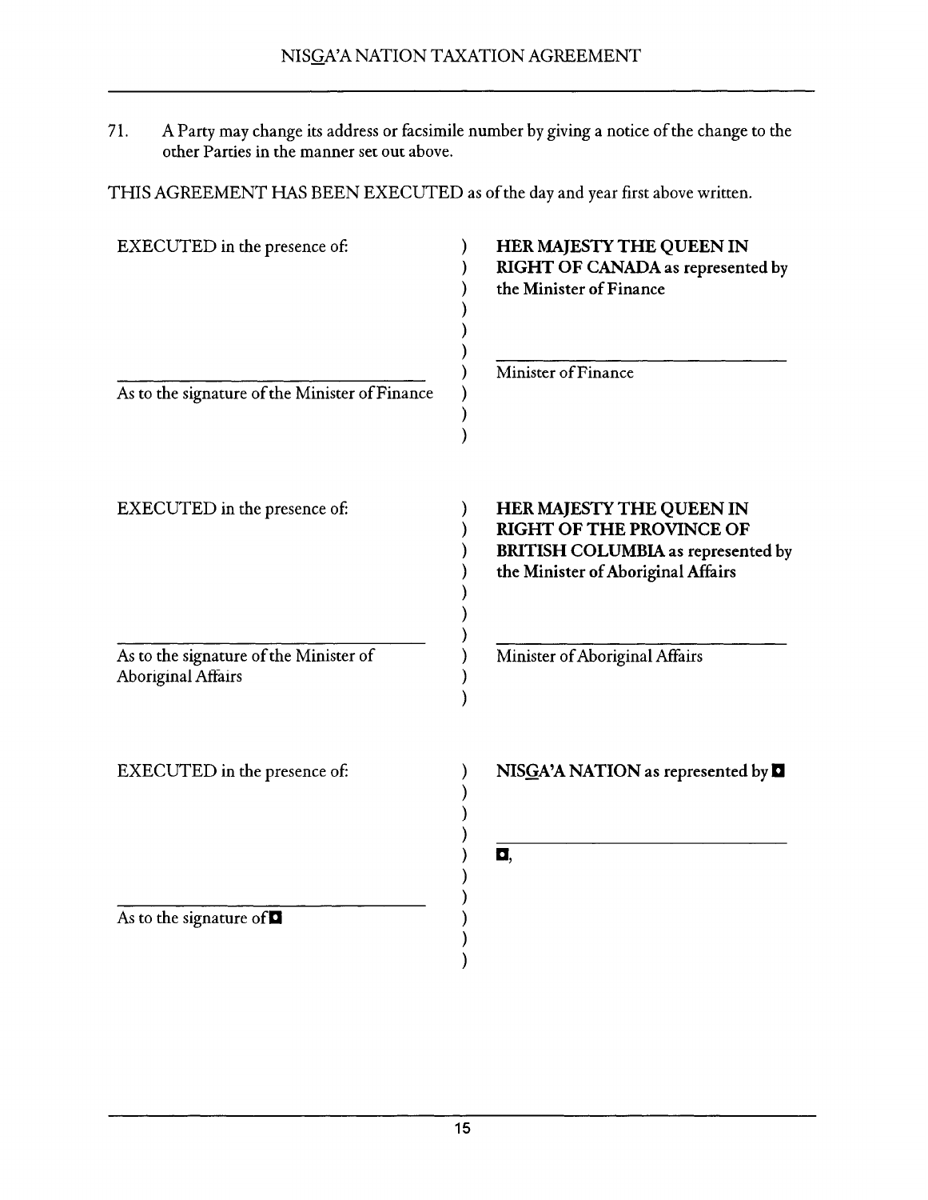71. A Party may change its address or facsimile number by giving a notice of the change to the other Parties in the manner set out above.

THIS AGREEMENT HAS BEEN EXECUTED as of the day and year first above written.

| | | |
|---|---|---|
| EXECUTED in the presence of:<br><br><br>______________________________<br>As to the signature of the Minister of Finance | ) | **HER MAJESTY THE QUEEN IN RIGHT OF CANADA as represented by the Minister of Finance**<br><br><br>______________________________<br>Minister of Finance |
| EXECUTED in the presence of:<br><br><br>______________________________<br>As to the signature of the Minister of Aboriginal Affairs | ) | **HER MAJESTY THE QUEEN IN RIGHT OF THE PROVINCE OF BRITISH COLUMBIA as represented by the Minister of Aboriginal Affairs**<br><br><br>______________________________<br>Minister of Aboriginal Affairs |
| EXECUTED in the presence of:<br><br><br>______________________________<br>As to the signature of ■ | ) | **NISGA'A NATION as represented by ■**<br><br><br>______________________________<br>■, |